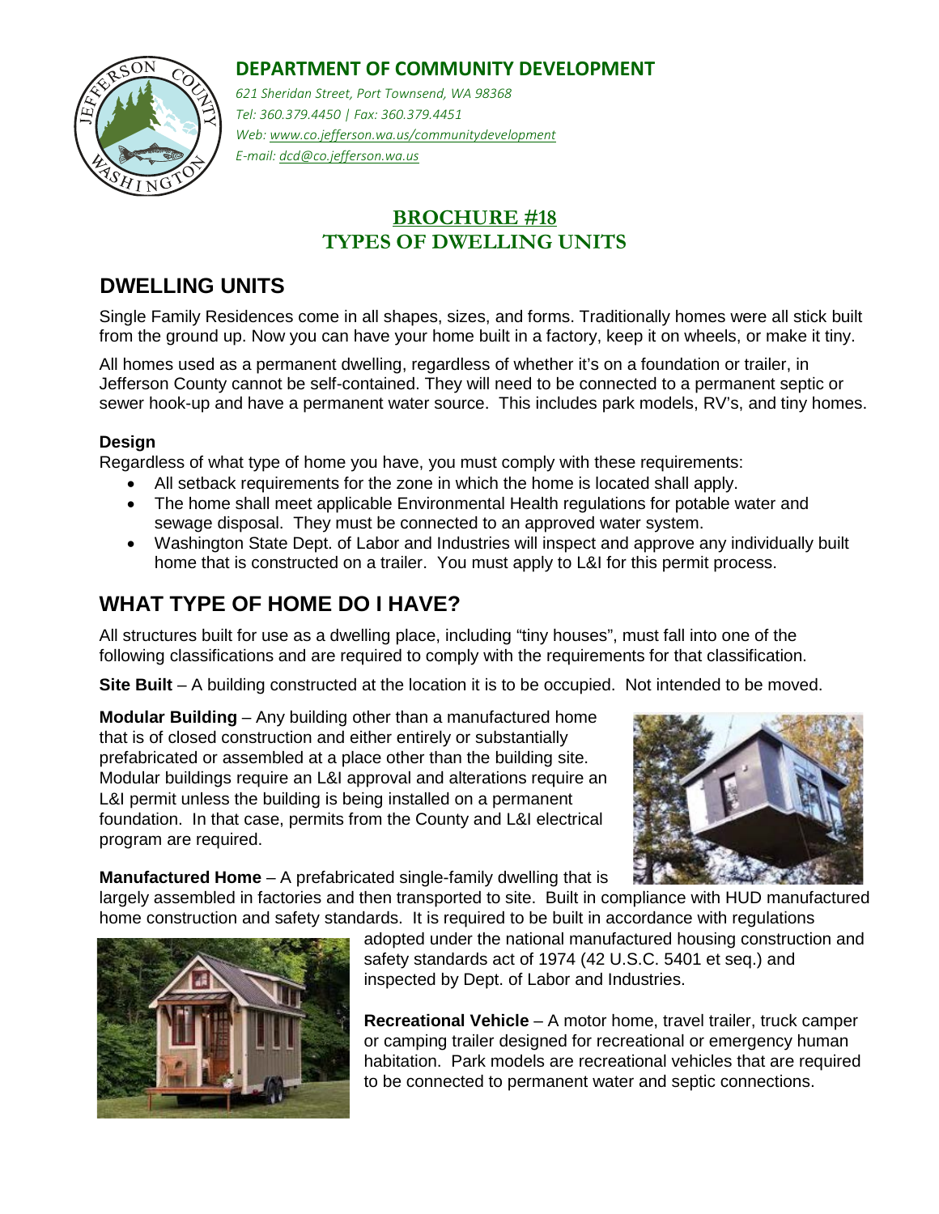## DEPARTMENT OF COMMUNITY DEVELOPMENT

*621 Sheridan Street, Port Townsend, WA 98368*
*Tel: 360.379.4450 | Fax: 360.379.4451*
*Web: www.co.jefferson.wa.us/communitydevelopment*
*E-mail: dcd@co.jefferson.wa.us*

# BROCHURE #18
# TYPES OF DWELLING UNITS

## DWELLING UNITS

Single Family Residences come in all shapes, sizes, and forms. Traditionally homes were all stick built from the ground up. Now you can have your home built in a factory, keep it on wheels, or make it tiny.

All homes used as a permanent dwelling, regardless of whether it's on a foundation or trailer, in Jefferson County cannot be self-contained. They will need to be connected to a permanent septic or sewer hook-up and have a permanent water source. This includes park models, RV's, and tiny homes.

### Design

Regardless of what type of home you have, you must comply with these requirements:

- All setback requirements for the zone in which the home is located shall apply.
- The home shall meet applicable Environmental Health regulations for potable water and sewage disposal. They must be connected to an approved water system.
- Washington State Dept. of Labor and Industries will inspect and approve any individually built home that is constructed on a trailer. You must apply to L&I for this permit process.

## WHAT TYPE OF HOME DO I HAVE?

All structures built for use as a dwelling place, including "tiny houses", must fall into one of the following classifications and are required to comply with the requirements for that classification.

**Site Built** – A building constructed at the location it is to be occupied. Not intended to be moved.

**Modular Building** – Any building other than a manufactured home that is of closed construction and either entirely or substantially prefabricated or assembled at a place other than the building site. Modular buildings require an L&I approval and alterations require an L&I permit unless the building is being installed on a permanent foundation. In that case, permits from the County and L&I electrical program are required.

**Manufactured Home** – A prefabricated single-family dwelling that is largely assembled in factories and then transported to site. Built in compliance with HUD manufactured home construction and safety standards. It is required to be built in accordance with regulations adopted under the national manufactured housing construction and safety standards act of 1974 (42 U.S.C. 5401 et seq.) and inspected by Dept. of Labor and Industries.

**Recreational Vehicle** – A motor home, travel trailer, truck camper or camping trailer designed for recreational or emergency human habitation. Park models are recreational vehicles that are required to be connected to permanent water and septic connections.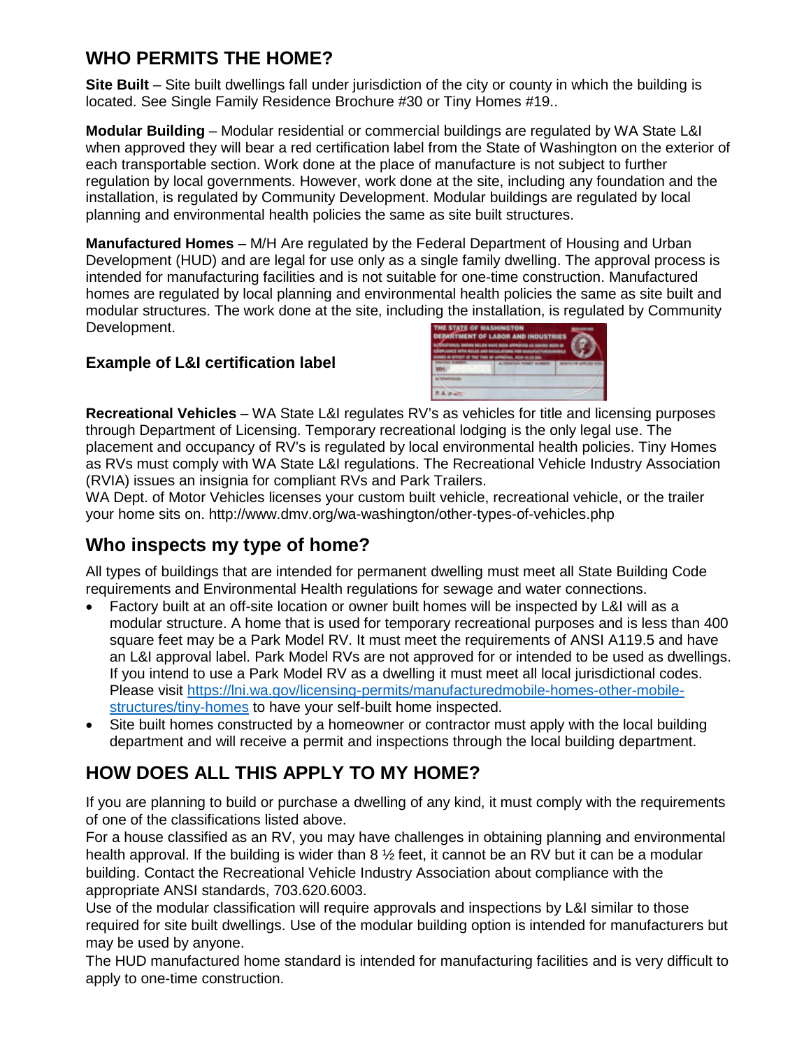## WHO PERMITS THE HOME?

**Site Built** – Site built dwellings fall under jurisdiction of the city or county in which the building is located. See Single Family Residence Brochure #30 or Tiny Homes #19..

**Modular Building** – Modular residential or commercial buildings are regulated by WA State L&I when approved they will bear a red certification label from the State of Washington on the exterior of each transportable section. Work done at the place of manufacture is not subject to further regulation by local governments. However, work done at the site, including any foundation and the installation, is regulated by Community Development. Modular buildings are regulated by local planning and environmental health policies the same as site built structures.

**Manufactured Homes** – M/H Are regulated by the Federal Department of Housing and Urban Development (HUD) and are legal for use only as a single family dwelling. The approval process is intended for manufacturing facilities and is not suitable for one-time construction. Manufactured homes are regulated by local planning and environmental health policies the same as site built and modular structures. The work done at the site, including the installation, is regulated by Community Development.

### Example of L&I certification label

**Recreational Vehicles** – WA State L&I regulates RV's as vehicles for title and licensing purposes through Department of Licensing. Temporary recreational lodging is the only legal use. The placement and occupancy of RV's is regulated by local environmental health policies. Tiny Homes as RVs must comply with WA State L&I regulations. The Recreational Vehicle Industry Association (RVIA) issues an insignia for compliant RVs and Park Trailers.
WA Dept. of Motor Vehicles licenses your custom built vehicle, recreational vehicle, or the trailer your home sits on. http://www.dmv.org/wa-washington/other-types-of-vehicles.php

## Who inspects my type of home?

All types of buildings that are intended for permanent dwelling must meet all State Building Code requirements and Environmental Health regulations for sewage and water connections.

- Factory built at an off-site location or owner built homes will be inspected by L&I will as a modular structure. A home that is used for temporary recreational purposes and is less than 400 square feet may be a Park Model RV. It must meet the requirements of ANSI A119.5 and have an L&I approval label. Park Model RVs are not approved for or intended to be used as dwellings. If you intend to use a Park Model RV as a dwelling it must meet all local jurisdictional codes. Please visit https://lni.wa.gov/licensing-permits/manufacturedmobile-homes-other-mobile-structures/tiny-homes to have your self-built home inspected.
- Site built homes constructed by a homeowner or contractor must apply with the local building department and will receive a permit and inspections through the local building department.

## HOW DOES ALL THIS APPLY TO MY HOME?

If you are planning to build or purchase a dwelling of any kind, it must comply with the requirements of one of the classifications listed above.
For a house classified as an RV, you may have challenges in obtaining planning and environmental health approval. If the building is wider than 8 ½ feet, it cannot be an RV but it can be a modular building. Contact the Recreational Vehicle Industry Association about compliance with the appropriate ANSI standards, 703.620.6003.
Use of the modular classification will require approvals and inspections by L&I similar to those required for site built dwellings. Use of the modular building option is intended for manufacturers but may be used by anyone.
The HUD manufactured home standard is intended for manufacturing facilities and is very difficult to apply to one-time construction.